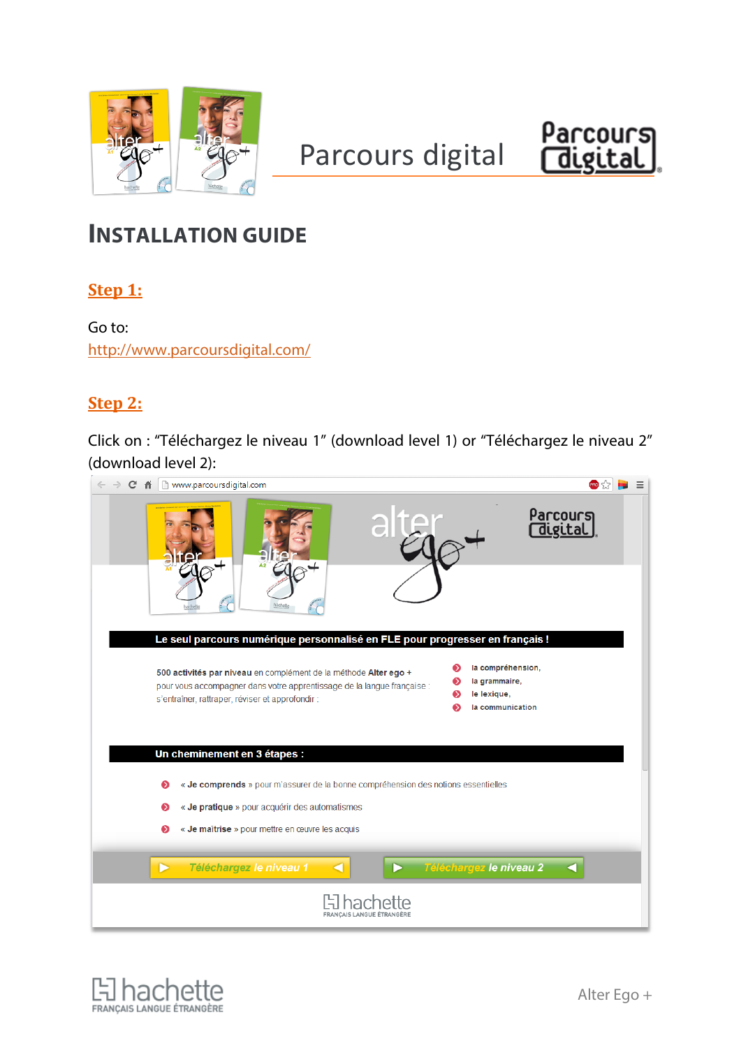Parcours digital

# INSTALLATION GUIDE

## Step 1:

Go to:
http://www.parcoursdigital.com/

## Step 2:

Click on : "Téléchargez le niveau 1" (download level 1) or "Téléchargez le niveau 2" (download level 2):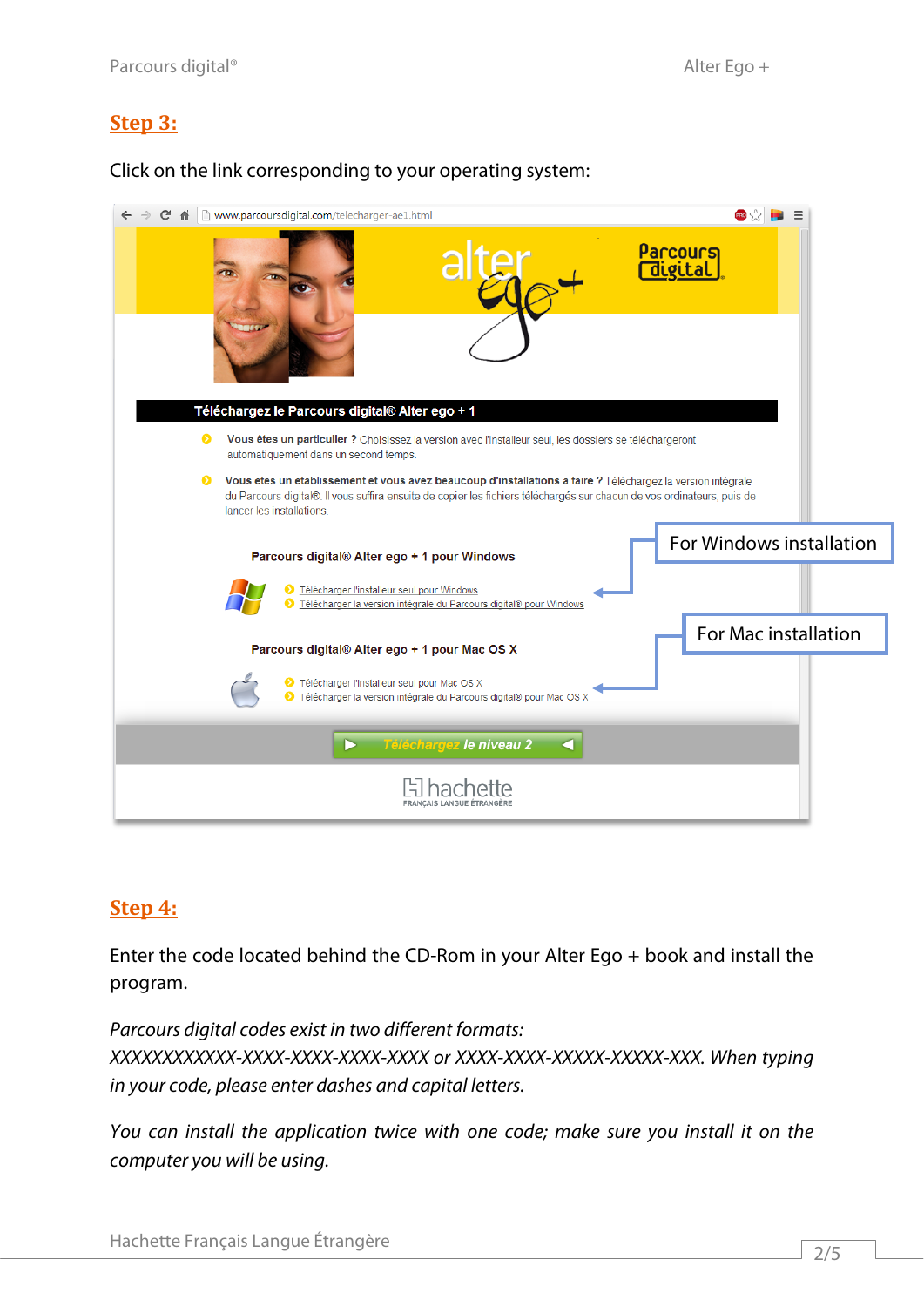## Step 3:

Click on the link corresponding to your operating system:

www.parcoursdigital.com/telecharger-ae1.html

**Téléchargez le Parcours digital® Alter ego + 1**

- **Vous êtes un particulier ?** Choisissez la version avec l'installeur seul, les dossiers se téléchargeront automatiquement dans un second temps.
- **Vous êtes un établissement et vous avez beaucoup d'installations à faire ?** Téléchargez la version intégrale du Parcours digital®. Il vous suffira ensuite de copier les fichiers téléchargés sur chacun de vos ordinateurs, puis de lancer les installations.

**Parcours digital® Alter ego + 1 pour Windows**

- Télécharger l'installeur seul pour Windows
- Télécharger la version intégrale du Parcours digital® pour Windows

For Windows installation

**Parcours digital® Alter ego + 1 pour Mac OS X**

- Télécharger l'installeur seul pour Mac OS X
- Télécharger la version intégrale du Parcours digital® pour Mac OS X

For Mac installation

Téléchargez le niveau 2

## Step 4:

Enter the code located behind the CD-Rom in your Alter Ego + book and install the program.

*Parcours digital codes exist in two different formats: XXXXXXXXXXX-XXXX-XXXX-XXXX-XXXX or XXXX-XXXX-XXXXX-XXXXX-XXX. When typing in your code, please enter dashes and capital letters.*

*You can install the application twice with one code; make sure you install it on the computer you will be using.*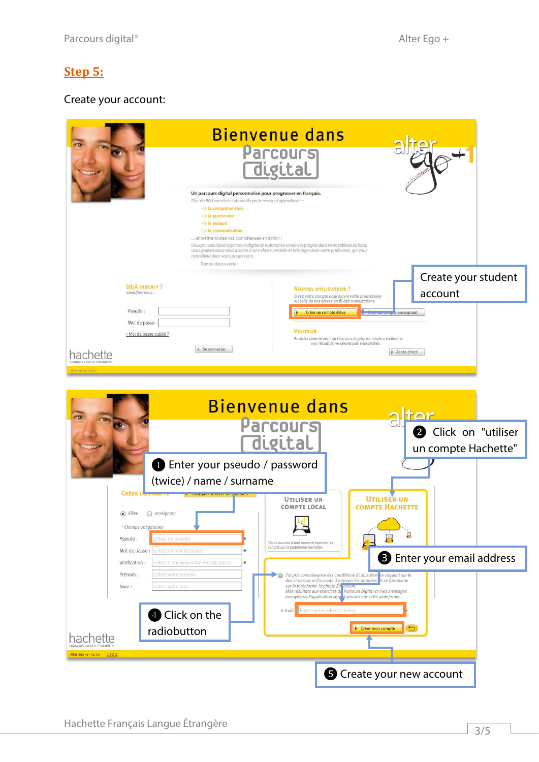## Step 5:

Create your account:

Create your student account

❶ Enter your pseudo / password (twice) / name / surname

❷ Click on "utiliser un compte Hachette"

❸ Enter your email address

❹ Click on the radiobutton

❺ Create your new account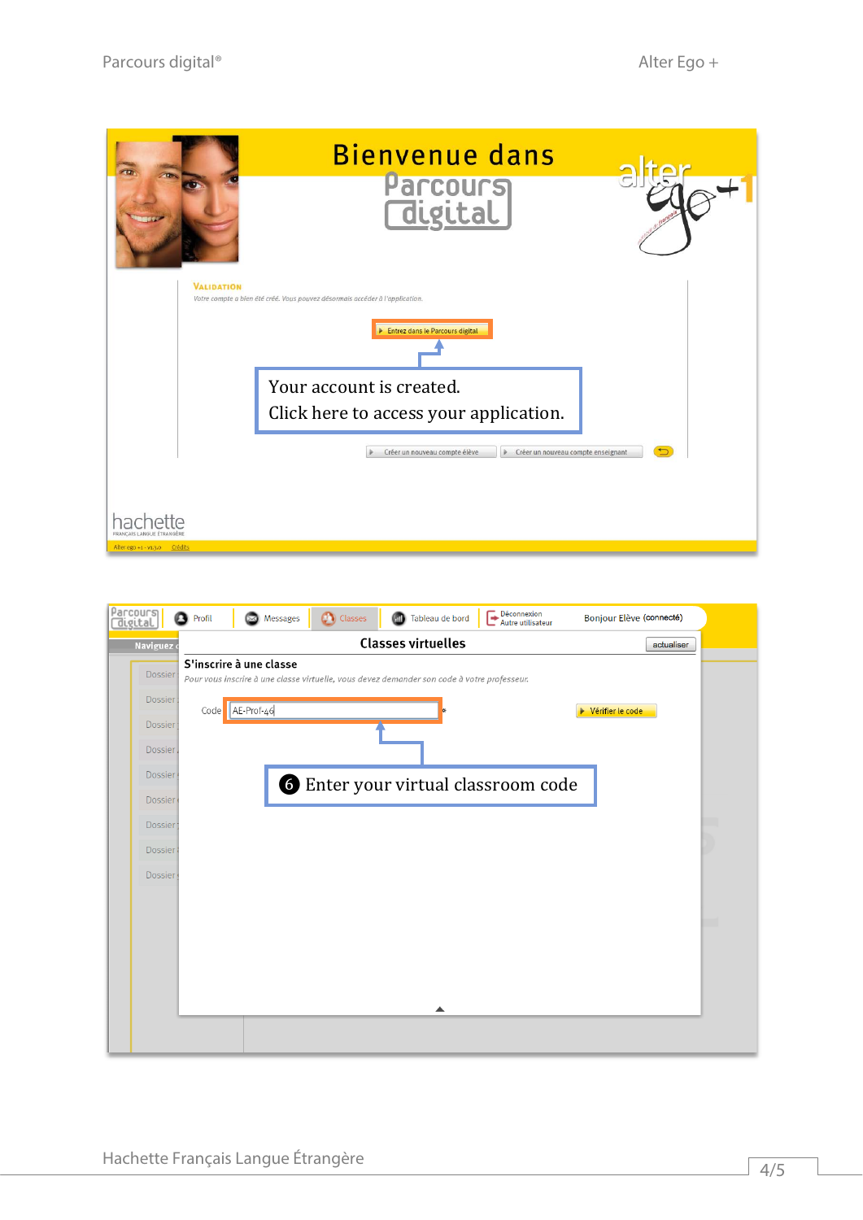Bienvenue dans Parcours digital

VALIDATION

*Votre compte a bien été créé. Vous pouvez désormais accéder à l'application.*

Entrez dans le Parcours digital

Your account is created.
Click here to access your application.

Créer un nouveau compte élève | Créer un nouveau compte enseignant

Profil | Messages | Classes | Tableau de bord | Déconnexion Autre utilisateur | Bonjour Élève (connecté)

## Classes virtuelles

actualiser

**S'inscrire à une classe**

*Pour vous inscrire à une classe virtuelle, vous devez demander son code à votre professeur.*

Code AE-Prof-46 *

Vérifier le code

6 Enter your virtual classroom code

Hachette Français Langue Étrangère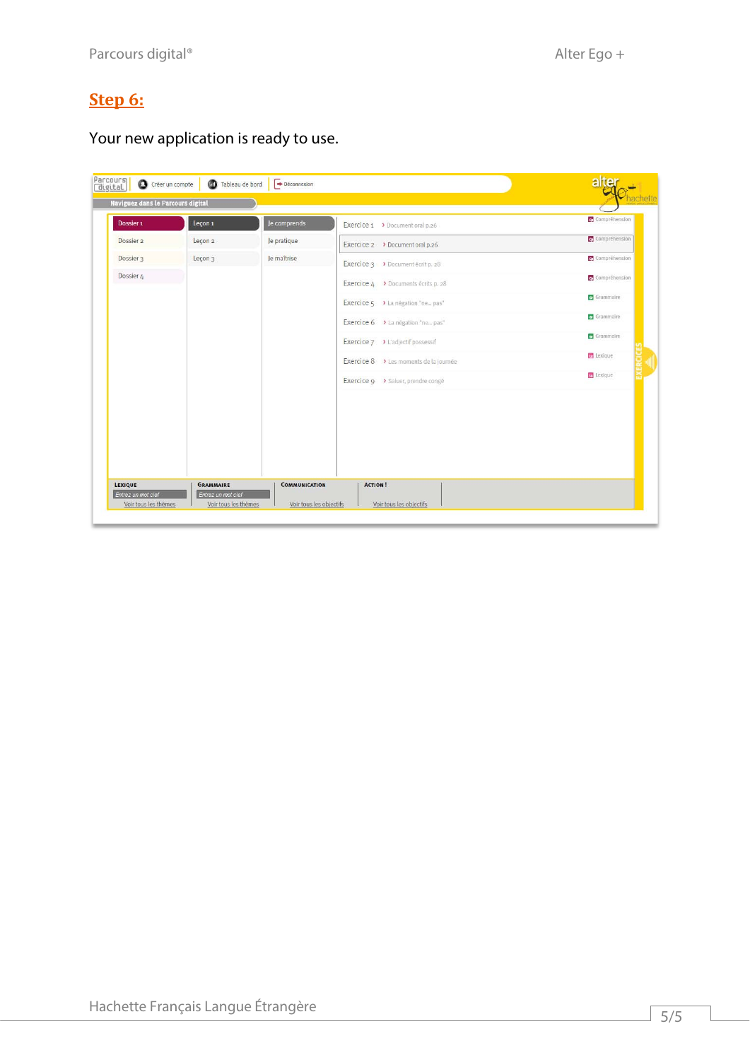## Step 6:

Your new application is ready to use.